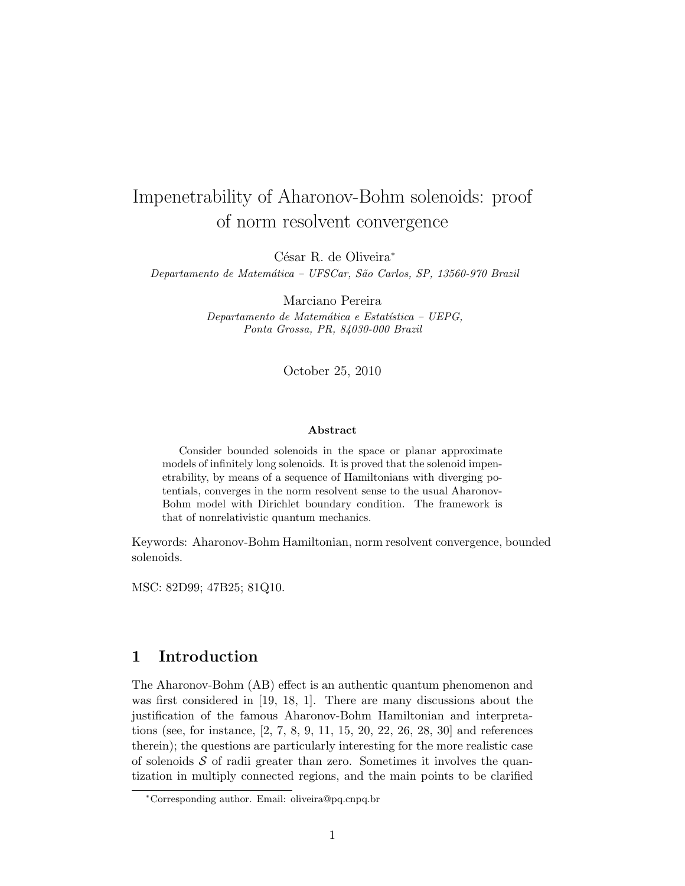# Impenetrability of Aharonov-Bohm solenoids: proof of norm resolvent convergence

César R. de Oliveira*

*Departamento de Matemática – UFSCar, São Carlos, SP, 13560-970 Brazil*

Marciano Pereira

*Departamento de Matemática e Estatística – UEPG, Ponta Grossa, PR, 84030-000 Brazil*

October 25, 2010

**Abstract**

Consider bounded solenoids in the space or planar approximate models of infinitely long solenoids. It is proved that the solenoid impenetrability, by means of a sequence of Hamiltonians with diverging potentials, converges in the norm resolvent sense to the usual Aharonov-Bohm model with Dirichlet boundary condition. The framework is that of nonrelativistic quantum mechanics.

Keywords: Aharonov-Bohm Hamiltonian, norm resolvent convergence, bounded solenoids.

MSC: 82D99; 47B25; 81Q10.

## 1 Introduction

The Aharonov-Bohm (AB) effect is an authentic quantum phenomenon and was first considered in [19, 18, 1]. There are many discussions about the justification of the famous Aharonov-Bohm Hamiltonian and interpretations (see, for instance, [2, 7, 8, 9, 11, 15, 20, 22, 26, 28, 30] and references therein); the questions are particularly interesting for the more realistic case of solenoids $\mathcal{S}$ of radii greater than zero. Sometimes it involves the quantization in multiply connected regions, and the main points to be clarified

*Corresponding author. Email: oliveira@pq.cnpq.br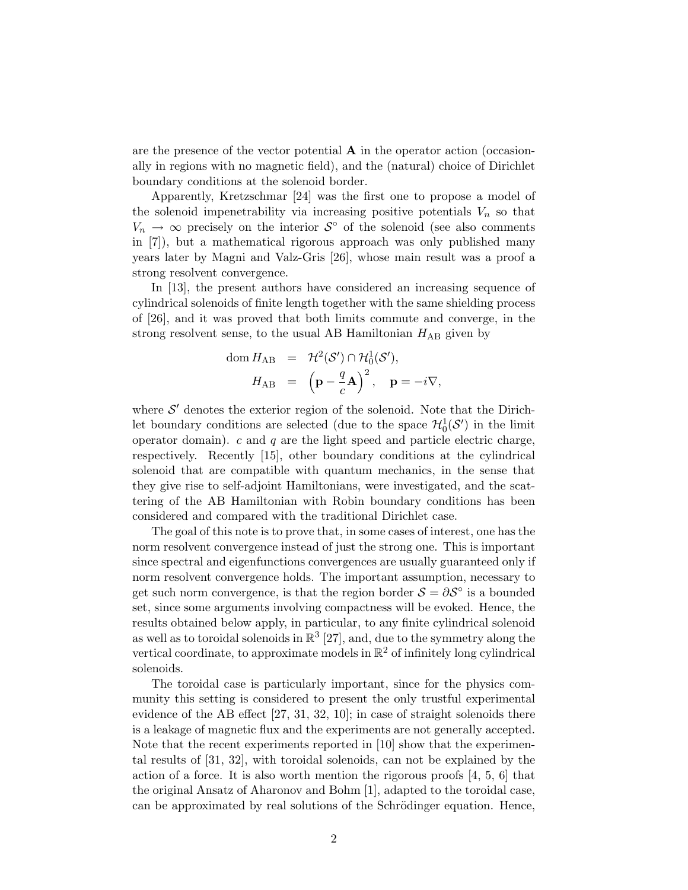are the presence of the vector potential $\mathbf{A}$ in the operator action (occasionally in regions with no magnetic field), and the (natural) choice of Dirichlet boundary conditions at the solenoid border.

Apparently, Kretzschmar [24] was the first one to propose a model of the solenoid impenetrability via increasing positive potentials $V_n$ so that $V_n \to \infty$ precisely on the interior $\mathcal{S}^\circ$ of the solenoid (see also comments in [7]), but a mathematical rigorous approach was only published many years later by Magni and Valz-Gris [26], whose main result was a proof a strong resolvent convergence.

In [13], the present authors have considered an increasing sequence of cylindrical solenoids of finite length together with the same shielding process of [26], and it was proved that both limits commute and converge, in the strong resolvent sense, to the usual AB Hamiltonian $H_{\mathrm{AB}}$ given by

$$
\begin{aligned}
\operatorname{dom} H_{\mathrm{AB}} &= \mathcal{H}^2(\mathcal{S}') \cap \mathcal{H}_0^1(\mathcal{S}'), \\
H_{\mathrm{AB}} &= \left(\mathbf{p} - \frac{q}{c}\mathbf{A}\right)^2, \quad \mathbf{p} = -i\nabla,
\end{aligned}
$$

where $\mathcal{S}'$ denotes the exterior region of the solenoid. Note that the Dirichlet boundary conditions are selected (due to the space $\mathcal{H}_0^1(\mathcal{S}')$ in the limit operator domain). $c$ and $q$ are the light speed and particle electric charge, respectively. Recently [15], other boundary conditions at the cylindrical solenoid that are compatible with quantum mechanics, in the sense that they give rise to self-adjoint Hamiltonians, were investigated, and the scattering of the AB Hamiltonian with Robin boundary conditions has been considered and compared with the traditional Dirichlet case.

The goal of this note is to prove that, in some cases of interest, one has the norm resolvent convergence instead of just the strong one. This is important since spectral and eigenfunctions convergences are usually guaranteed only if norm resolvent convergence holds. The important assumption, necessary to get such norm convergence, is that the region border $\mathcal{S} = \partial\mathcal{S}^\circ$ is a bounded set, since some arguments involving compactness will be evoked. Hence, the results obtained below apply, in particular, to any finite cylindrical solenoid as well as to toroidal solenoids in $\mathbb{R}^3$ [27], and, due to the symmetry along the vertical coordinate, to approximate models in $\mathbb{R}^2$ of infinitely long cylindrical solenoids.

The toroidal case is particularly important, since for the physics community this setting is considered to present the only trustful experimental evidence of the AB effect [27, 31, 32, 10]; in case of straight solenoids there is a leakage of magnetic flux and the experiments are not generally accepted. Note that the recent experiments reported in [10] show that the experimental results of [31, 32], with toroidal solenoids, can not be explained by the action of a force. It is also worth mention the rigorous proofs [4, 5, 6] that the original Ansatz of Aharonov and Bohm [1], adapted to the toroidal case, can be approximated by real solutions of the Schrödinger equation. Hence,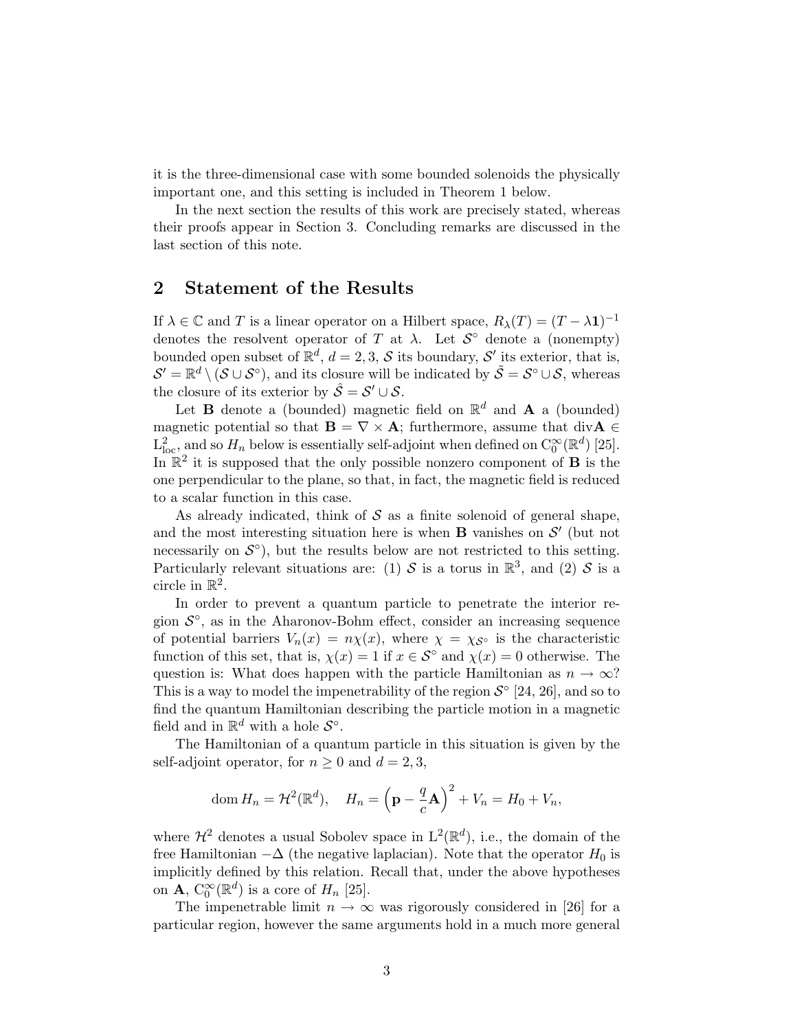it is the three-dimensional case with some bounded solenoids the physically important one, and this setting is included in Theorem 1 below.

In the next section the results of this work are precisely stated, whereas their proofs appear in Section 3. Concluding remarks are discussed in the last section of this note.

## 2 Statement of the Results

If $\lambda \in \mathbb{C}$ and $T$ is a linear operator on a Hilbert space, $R_\lambda(T) = (T - \lambda \mathbf{1})^{-1}$ denotes the resolvent operator of $T$ at $\lambda$. Let $\mathcal{S}^\circ$ denote a (nonempty) bounded open subset of $\mathbb{R}^d$, $d = 2, 3$, $\mathcal{S}$ its boundary, $\mathcal{S}'$ its exterior, that is, $\mathcal{S}' = \mathbb{R}^d \setminus (\mathcal{S} \cup \mathcal{S}^\circ)$, and its closure will be indicated by $\tilde{\mathcal{S}} = \mathcal{S}^\circ \cup \mathcal{S}$, whereas the closure of its exterior by $\hat{\mathcal{S}} = \mathcal{S}' \cup \mathcal{S}$.

Let $\mathbf{B}$ denote a (bounded) magnetic field on $\mathbb{R}^d$ and $\mathbf{A}$ a (bounded) magnetic potential so that $\mathbf{B} = \nabla \times \mathbf{A}$; furthermore, assume that $\mathrm{div}\mathbf{A} \in \mathrm{L}^2_{\mathrm{loc}}$, and so $H_n$ below is essentially self-adjoint when defined on $\mathrm{C}_0^\infty(\mathbb{R}^d)$ [25]. In $\mathbb{R}^2$ it is supposed that the only possible nonzero component of $\mathbf{B}$ is the one perpendicular to the plane, so that, in fact, the magnetic field is reduced to a scalar function in this case.

As already indicated, think of $\mathcal{S}$ as a finite solenoid of general shape, and the most interesting situation here is when $\mathbf{B}$ vanishes on $\mathcal{S}'$ (but not necessarily on $\mathcal{S}^\circ$), but the results below are not restricted to this setting. Particularly relevant situations are: (1) $\mathcal{S}$ is a torus in $\mathbb{R}^3$, and (2) $\mathcal{S}$ is a circle in $\mathbb{R}^2$.

In order to prevent a quantum particle to penetrate the interior region $\mathcal{S}^\circ$, as in the Aharonov-Bohm effect, consider an increasing sequence of potential barriers $V_n(x) = n\chi(x)$, where $\chi = \chi_{\mathcal{S}^\circ}$ is the characteristic function of this set, that is, $\chi(x) = 1$ if $x \in \mathcal{S}^\circ$ and $\chi(x) = 0$ otherwise. The question is: What does happen with the particle Hamiltonian as $n \to \infty$? This is a way to model the impenetrability of the region $\mathcal{S}^\circ$ [24, 26], and so to find the quantum Hamiltonian describing the particle motion in a magnetic field and in $\mathbb{R}^d$ with a hole $\mathcal{S}^\circ$.

The Hamiltonian of a quantum particle in this situation is given by the self-adjoint operator, for $n \geq 0$ and $d = 2, 3$,

$$\mathrm{dom}\, H_n = \mathcal{H}^2(\mathbb{R}^d), \quad H_n = \left(\mathbf{p} - \frac{q}{c}\mathbf{A}\right)^2 + V_n = H_0 + V_n,$$

where $\mathcal{H}^2$ denotes a usual Sobolev space in $\mathrm{L}^2(\mathbb{R}^d)$, i.e., the domain of the free Hamiltonian $-\Delta$ (the negative laplacian). Note that the operator $H_0$ is implicitly defined by this relation. Recall that, under the above hypotheses on $\mathbf{A}$, $\mathrm{C}_0^\infty(\mathbb{R}^d)$ is a core of $H_n$ [25].

The impenetrable limit $n \to \infty$ was rigorously considered in [26] for a particular region, however the same arguments hold in a much more general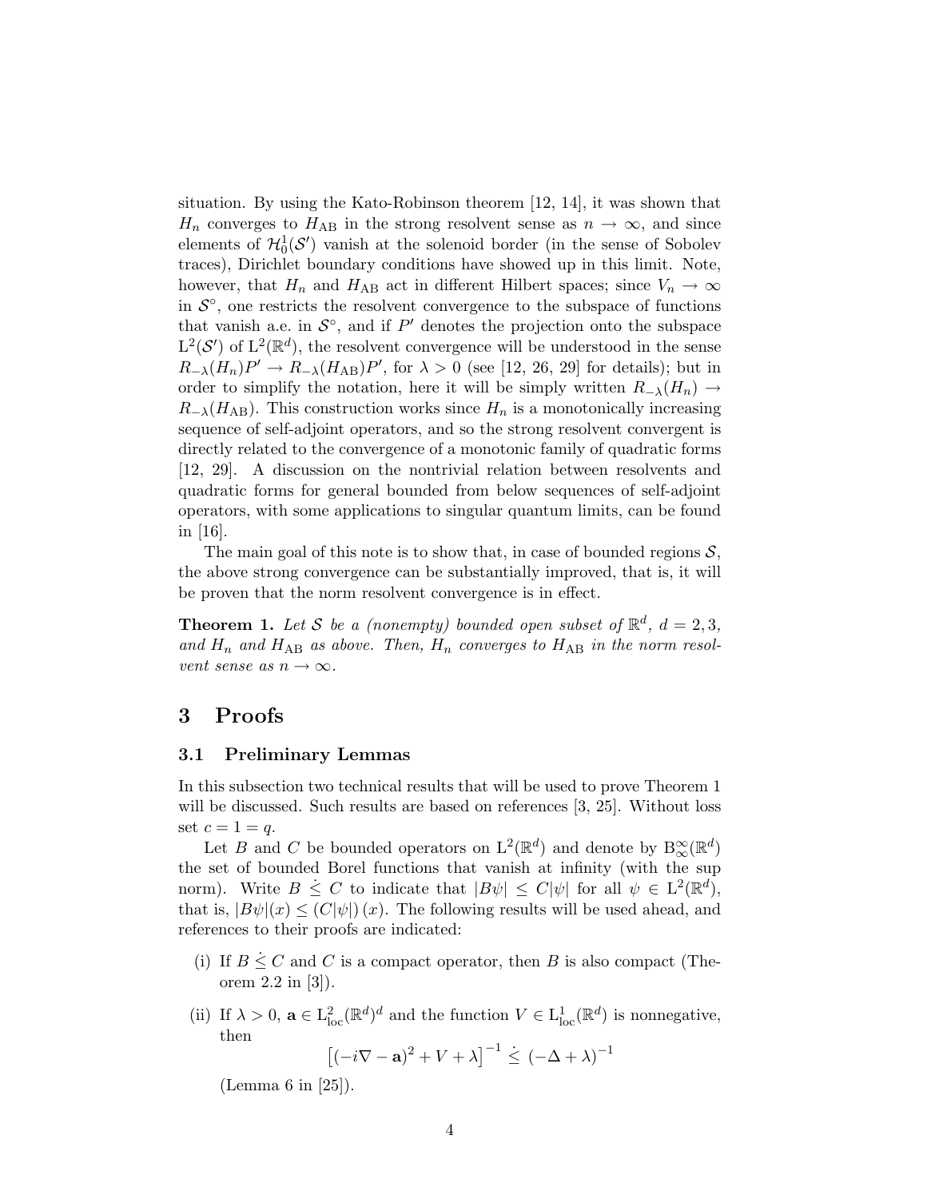situation. By using the Kato-Robinson theorem [12, 14], it was shown that $H_n$ converges to $H_{\rm AB}$ in the strong resolvent sense as $n \to \infty$, and since elements of $\mathcal{H}_0^1(\mathcal{S}')$ vanish at the solenoid border (in the sense of Sobolev traces), Dirichlet boundary conditions have showed up in this limit. Note, however, that $H_n$ and $H_{\rm AB}$ act in different Hilbert spaces; since $V_n \to \infty$ in $\mathcal{S}^\circ$, one restricts the resolvent convergence to the subspace of functions that vanish a.e. in $\mathcal{S}^\circ$, and if $P'$ denotes the projection onto the subspace $\mathrm{L}^2(\mathcal{S}')$ of $\mathrm{L}^2(\mathbb{R}^d)$, the resolvent convergence will be understood in the sense $R_{-\lambda}(H_n)P' \to R_{-\lambda}(H_{\rm AB})P'$, for $\lambda > 0$ (see [12, 26, 29] for details); but in order to simplify the notation, here it will be simply written $R_{-\lambda}(H_n) \to R_{-\lambda}(H_{\rm AB})$. This construction works since $H_n$ is a monotonically increasing sequence of self-adjoint operators, and so the strong resolvent convergent is directly related to the convergence of a monotonic family of quadratic forms [12, 29]. A discussion on the nontrivial relation between resolvents and quadratic forms for general bounded from below sequences of self-adjoint operators, with some applications to singular quantum limits, can be found in [16].

The main goal of this note is to show that, in case of bounded regions $\mathcal{S}$, the above strong convergence can be substantially improved, that is, it will be proven that the norm resolvent convergence is in effect.

**Theorem 1.** *Let $\mathcal{S}$ be a (nonempty) bounded open subset of $\mathbb{R}^d$, $d = 2, 3$, and $H_n$ and $H_{\rm AB}$ as above. Then, $H_n$ converges to $H_{\rm AB}$ in the norm resolvent sense as $n \to \infty$.*

# 3 Proofs

## 3.1 Preliminary Lemmas

In this subsection two technical results that will be used to prove Theorem 1 will be discussed. Such results are based on references [3, 25]. Without loss set $c = 1 = q$.

Let $B$ and $C$ be bounded operators on $\mathrm{L}^2(\mathbb{R}^d)$ and denote by $\mathrm{B}_\infty^\infty(\mathbb{R}^d)$ the set of bounded Borel functions that vanish at infinity (with the sup norm). Write $B \,\dot{\le}\, C$ to indicate that $|B\psi| \le C|\psi|$ for all $\psi \in \mathrm{L}^2(\mathbb{R}^d)$, that is, $|B\psi|(x) \le (C|\psi|)(x)$. The following results will be used ahead, and references to their proofs are indicated:

(i) If $B \,\dot{\le}\, C$ and $C$ is a compact operator, then $B$ is also compact (Theorem 2.2 in [3]).

(ii) If $\lambda > 0$, $\mathbf{a} \in \mathrm{L}^2_{\rm loc}(\mathbb{R}^d)^d$ and the function $V \in \mathrm{L}^1_{\rm loc}(\mathbb{R}^d)$ is nonnegative, then
$$\left[(-i\nabla - \mathbf{a})^2 + V + \lambda\right]^{-1} \,\dot{\le}\, (-\Delta + \lambda)^{-1}$$
(Lemma 6 in [25]).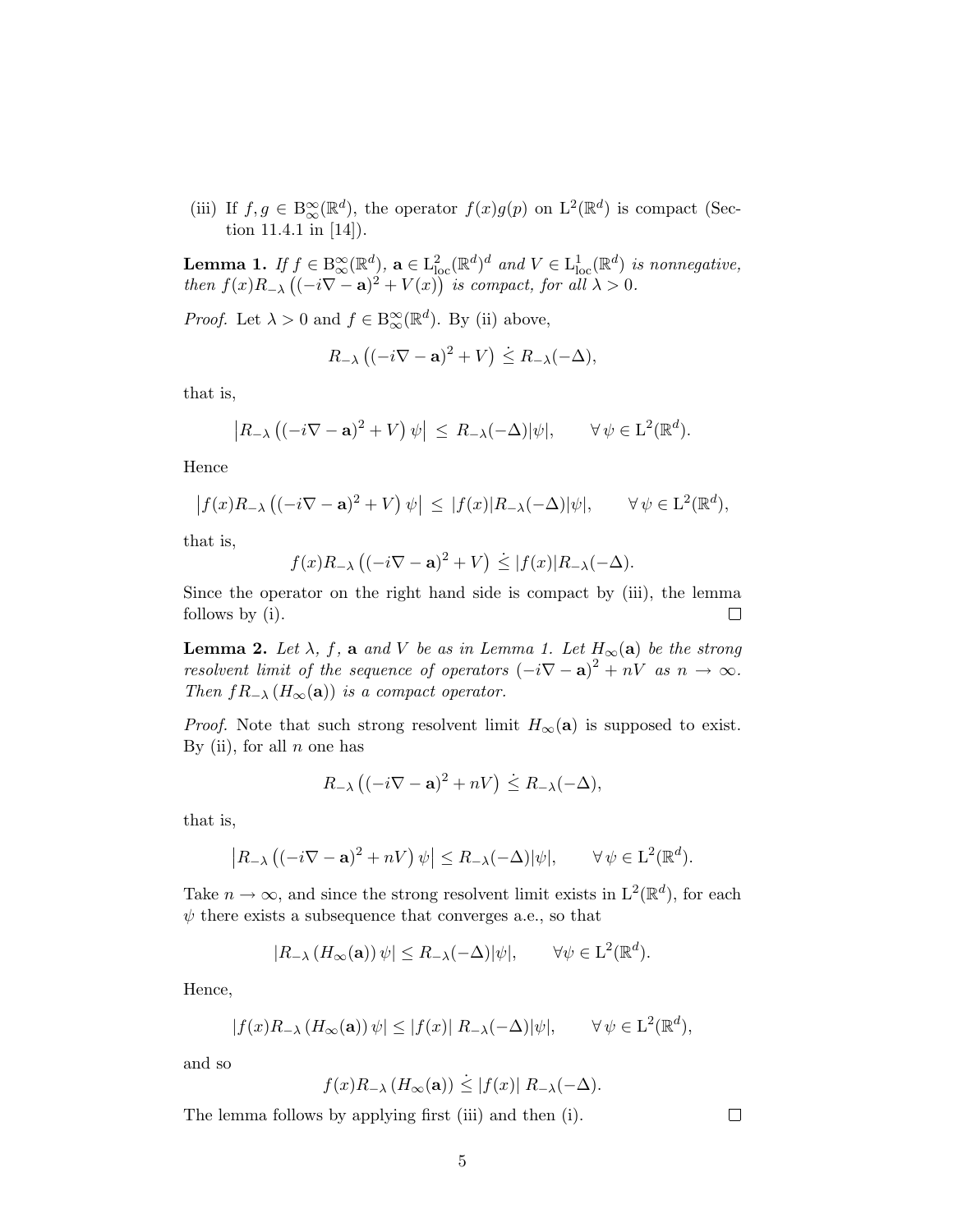(iii) If $f, g \in \mathrm{B}^{\infty}_{\infty}(\mathbb{R}^d)$, the operator $f(x)g(p)$ on $\mathrm{L}^2(\mathbb{R}^d)$ is compact (Section 11.4.1 in [14]).

**Lemma 1.** *If $f \in \mathrm{B}^{\infty}_{\infty}(\mathbb{R}^d)$, $\mathbf{a} \in \mathrm{L}^2_{\mathrm{loc}}(\mathbb{R}^d)^d$ and $V \in \mathrm{L}^1_{\mathrm{loc}}(\mathbb{R}^d)$ is nonnegative, then $f(x)R_{-\lambda}\left((-i\nabla - \mathbf{a})^2 + V(x)\right)$ is compact, for all $\lambda > 0$.*

*Proof.* Let $\lambda > 0$ and $f \in \mathrm{B}^{\infty}_{\infty}(\mathbb{R}^d)$. By (ii) above,

$$R_{-\lambda}\left((-i\nabla - \mathbf{a})^2 + V\right) \dot{\leq} R_{-\lambda}(-\Delta),$$

that is,

$$\left|R_{-\lambda}\left((-i\nabla - \mathbf{a})^2 + V\right)\psi\right| \leq R_{-\lambda}(-\Delta)|\psi|, \qquad \forall\, \psi \in \mathrm{L}^2(\mathbb{R}^d).$$

Hence

$$\left|f(x)R_{-\lambda}\left((-i\nabla - \mathbf{a})^2 + V\right)\psi\right| \leq |f(x)|R_{-\lambda}(-\Delta)|\psi|, \qquad \forall\, \psi \in \mathrm{L}^2(\mathbb{R}^d),$$

that is,

$$f(x)R_{-\lambda}\left((-i\nabla - \mathbf{a})^2 + V\right) \dot{\leq} |f(x)|R_{-\lambda}(-\Delta).$$

Since the operator on the right hand side is compact by (iii), the lemma follows by (i). □

**Lemma 2.** *Let $\lambda$, $f$, $\mathbf{a}$ and $V$ be as in Lemma 1. Let $H_\infty(\mathbf{a})$ be the strong resolvent limit of the sequence of operators $\left(-i\nabla - \mathbf{a}\right)^2 + nV$ as $n \to \infty$. Then $fR_{-\lambda}\left(H_\infty(\mathbf{a})\right)$ is a compact operator.*

*Proof.* Note that such strong resolvent limit $H_\infty(\mathbf{a})$ is supposed to exist. By (ii), for all $n$ one has

$$R_{-\lambda}\left((-i\nabla - \mathbf{a})^2 + nV\right) \dot{\leq} R_{-\lambda}(-\Delta),$$

that is,

$$\left|R_{-\lambda}\left((-i\nabla - \mathbf{a})^2 + nV\right)\psi\right| \leq R_{-\lambda}(-\Delta)|\psi|, \qquad \forall\, \psi \in \mathrm{L}^2(\mathbb{R}^d).$$

Take $n \to \infty$, and since the strong resolvent limit exists in $\mathrm{L}^2(\mathbb{R}^d)$, for each $\psi$ there exists a subsequence that converges a.e., so that

$$\left|R_{-\lambda}\left(H_\infty(\mathbf{a})\right)\psi\right| \leq R_{-\lambda}(-\Delta)|\psi|, \qquad \forall \psi \in \mathrm{L}^2(\mathbb{R}^d).$$

Hence,

$$\left|f(x)R_{-\lambda}\left(H_\infty(\mathbf{a})\right)\psi\right| \leq |f(x)|\, R_{-\lambda}(-\Delta)|\psi|, \qquad \forall\, \psi \in \mathrm{L}^2(\mathbb{R}^d),$$

and so

$$f(x)R_{-\lambda}\left(H_\infty(\mathbf{a})\right) \dot{\leq} |f(x)|\, R_{-\lambda}(-\Delta).$$

The lemma follows by applying first (iii) and then (i). □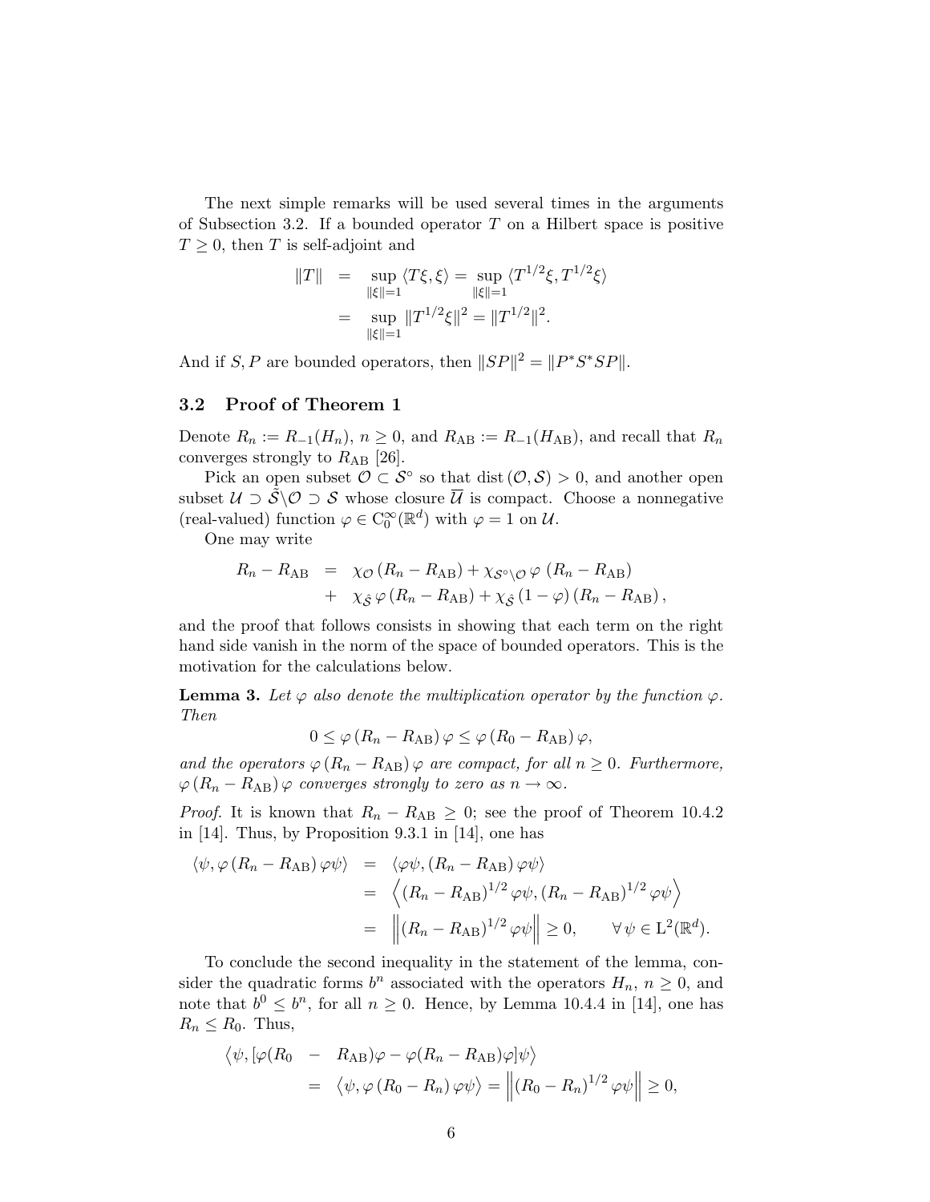The next simple remarks will be used several times in the arguments of Subsection 3.2. If a bounded operator $T$ on a Hilbert space is positive $T \geq 0$, then $T$ is self-adjoint and

$$
\begin{aligned}
\|T\| &= \sup_{\|\xi\|=1} \langle T\xi, \xi \rangle = \sup_{\|\xi\|=1} \langle T^{1/2}\xi, T^{1/2}\xi \rangle \\
&= \sup_{\|\xi\|=1} \|T^{1/2}\xi\|^2 = \|T^{1/2}\|^2.
\end{aligned}
$$

And if $S, P$ are bounded operators, then $\|SP\|^2 = \|P^* S^* SP\|$.

## 3.2 Proof of Theorem 1

Denote $R_n := R_{-1}(H_n)$, $n \geq 0$, and $R_{\mathrm{AB}} := R_{-1}(H_{\mathrm{AB}})$, and recall that $R_n$ converges strongly to $R_{\mathrm{AB}}$ [26].

Pick an open subset $\mathcal{O} \subset \mathcal{S}^\circ$ so that $\mathrm{dist}\,(\mathcal{O}, \mathcal{S}) > 0$, and another open subset $\mathcal{U} \supset \tilde{\mathcal{S}} \backslash \mathcal{O} \supset \mathcal{S}$ whose closure $\overline{\mathcal{U}}$ is compact. Choose a nonnegative (real-valued) function $\varphi \in \mathrm{C}_0^\infty(\mathbb{R}^d)$ with $\varphi = 1$ on $\mathcal{U}$.

One may write

$$
\begin{aligned}
R_n - R_{\mathrm{AB}} &= \chi_{\mathcal{O}} \, (R_n - R_{\mathrm{AB}}) + \chi_{\mathcal{S}^\circ \backslash \mathcal{O}} \, \varphi \, (R_n - R_{\mathrm{AB}}) \\
&+ \chi_{\hat{\mathcal{S}}} \, \varphi \, (R_n - R_{\mathrm{AB}}) + \chi_{\hat{\mathcal{S}}} \, (1 - \varphi) \, (R_n - R_{\mathrm{AB}}) \, ,
\end{aligned}
$$

and the proof that follows consists in showing that each term on the right hand side vanish in the norm of the space of bounded operators. This is the motivation for the calculations below.

**Lemma 3.** *Let $\varphi$ also denote the multiplication operator by the function $\varphi$. Then*

$$
0 \leq \varphi \, (R_n - R_{\mathrm{AB}}) \, \varphi \leq \varphi \, (R_0 - R_{\mathrm{AB}}) \, \varphi,
$$

*and the operators $\varphi \, (R_n - R_{\mathrm{AB}}) \, \varphi$ are compact, for all $n \geq 0$. Furthermore, $\varphi \, (R_n - R_{\mathrm{AB}}) \, \varphi$ converges strongly to zero as $n \to \infty$.*

*Proof.* It is known that $R_n - R_{\mathrm{AB}} \geq 0$; see the proof of Theorem 10.4.2 in [14]. Thus, by Proposition 9.3.1 in [14], one has

$$
\begin{aligned}
\langle \psi, \varphi \, (R_n - R_{\mathrm{AB}}) \, \varphi \psi \rangle &= \langle \varphi \psi, (R_n - R_{\mathrm{AB}}) \, \varphi \psi \rangle \\
&= \left\langle (R_n - R_{\mathrm{AB}})^{1/2} \, \varphi \psi, (R_n - R_{\mathrm{AB}})^{1/2} \, \varphi \psi \right\rangle \\
&= \left\| (R_n - R_{\mathrm{AB}})^{1/2} \, \varphi \psi \right\| \geq 0, \qquad \forall \, \psi \in \mathrm{L}^2(\mathbb{R}^d).
\end{aligned}
$$

To conclude the second inequality in the statement of the lemma, consider the quadratic forms $b^n$ associated with the operators $H_n$, $n \geq 0$, and note that $b^0 \leq b^n$, for all $n \geq 0$. Hence, by Lemma 10.4.4 in [14], one has $R_n \leq R_0$. Thus,

$$
\begin{aligned}
\big\langle \psi, [\varphi(R_0 &- R_{\mathrm{AB}})\varphi - \varphi(R_n - R_{\mathrm{AB}})\varphi]\psi \big\rangle \\
&= \langle \psi, \varphi \, (R_0 - R_n) \, \varphi \psi \rangle = \left\| (R_0 - R_n)^{1/2} \, \varphi \psi \right\| \geq 0,
\end{aligned}
$$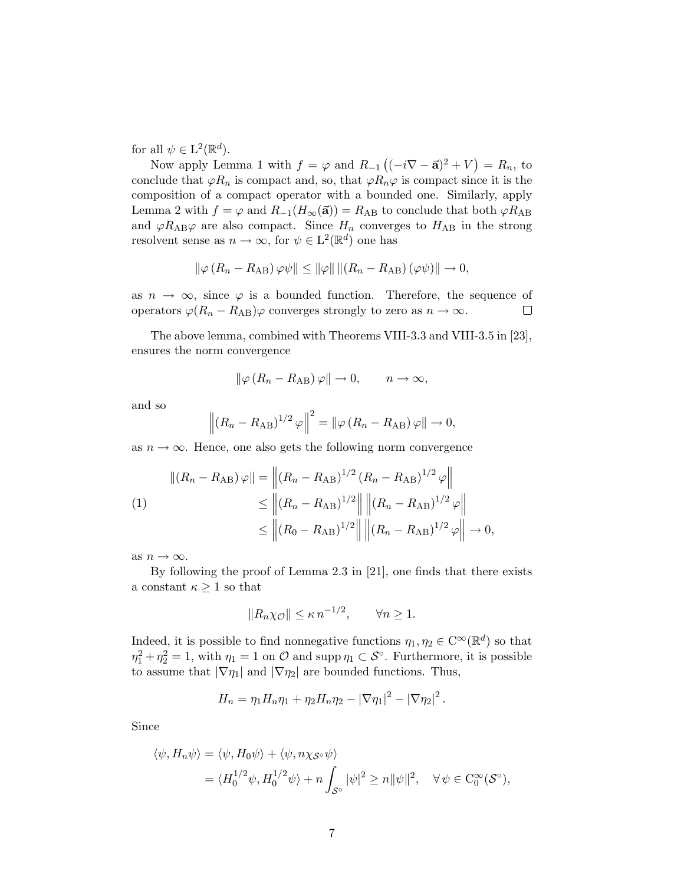for all $\psi \in \mathrm{L}^2(\mathbb{R}^d)$.

Now apply Lemma 1 with $f = \varphi$ and $R_{-1}\left((-i\nabla - \vec{\mathbf{a}})^2 + V\right) = R_n$, to conclude that $\varphi R_n$ is compact and, so, that $\varphi R_n \varphi$ is compact since it is the composition of a compact operator with a bounded one. Similarly, apply Lemma 2 with $f = \varphi$ and $R_{-1}(H_\infty(\vec{\mathbf{a}})) = R_{\mathrm{AB}}$ to conclude that both $\varphi R_{\mathrm{AB}}$ and $\varphi R_{\mathrm{AB}} \varphi$ are also compact. Since $H_n$ converges to $H_{\mathrm{AB}}$ in the strong resolvent sense as $n \to \infty$, for $\psi \in \mathrm{L}^2(\mathbb{R}^d)$ one has

$$\|\varphi \left(R_n - R_{\mathrm{AB}}\right) \varphi \psi\| \leq \|\varphi\| \, \|\left(R_n - R_{\mathrm{AB}}\right)(\varphi\psi)\| \to 0,$$

as $n \to \infty$, since $\varphi$ is a bounded function. Therefore, the sequence of operators $\varphi(R_n - R_{\mathrm{AB}})\varphi$ converges strongly to zero as $n \to \infty$. □

The above lemma, combined with Theorems VIII-3.3 and VIII-3.5 in [23], ensures the norm convergence

$$\|\varphi \left(R_n - R_{\mathrm{AB}}\right) \varphi\| \to 0, \qquad n \to \infty,$$

and so

$$\left\| \left(R_n - R_{\mathrm{AB}}\right)^{1/2} \varphi \right\|^2 = \|\varphi \left(R_n - R_{\mathrm{AB}}\right) \varphi\| \to 0,$$

as $n \to \infty$. Hence, one also gets the following norm convergence

$$\begin{aligned}
\|\left(R_n - R_{\mathrm{AB}}\right) \varphi\| &= \left\| \left(R_n - R_{\mathrm{AB}}\right)^{1/2} \left(R_n - R_{\mathrm{AB}}\right)^{1/2} \varphi \right\| \\
&\leq \left\| \left(R_n - R_{\mathrm{AB}}\right)^{1/2} \right\| \left\| \left(R_n - R_{\mathrm{AB}}\right)^{1/2} \varphi \right\| \\
&\leq \left\| \left(R_0 - R_{\mathrm{AB}}\right)^{1/2} \right\| \left\| \left(R_n - R_{\mathrm{AB}}\right)^{1/2} \varphi \right\| \to 0,
\end{aligned} \tag{1}$$

as $n \to \infty$.

By following the proof of Lemma 2.3 in [21], one finds that there exists a constant $\kappa \geq 1$ so that

$$\|R_n \chi_{\mathcal{O}}\| \leq \kappa \, n^{-1/2}, \qquad \forall n \geq 1.$$

Indeed, it is possible to find nonnegative functions $\eta_1, \eta_2 \in \mathrm{C}^\infty(\mathbb{R}^d)$ so that $\eta_1^2 + \eta_2^2 = 1$, with $\eta_1 = 1$ on $\mathcal{O}$ and $\operatorname{supp} \eta_1 \subset \mathcal{S}^\circ$. Furthermore, it is possible to assume that $|\nabla \eta_1|$ and $|\nabla \eta_2|$ are bounded functions. Thus,

$$H_n = \eta_1 H_n \eta_1 + \eta_2 H_n \eta_2 - |\nabla \eta_1|^2 - |\nabla \eta_2|^2 .$$

Since

$$\begin{aligned}
\langle \psi, H_n \psi \rangle &= \langle \psi, H_0 \psi \rangle + \langle \psi, n \chi_{\mathcal{S}^\circ} \psi \rangle \\
&= \langle H_0^{1/2} \psi, H_0^{1/2} \psi \rangle + n \int_{\mathcal{S}^\circ} |\psi|^2 \geq n \|\psi\|^2, \quad \forall \, \psi \in \mathrm{C}_0^\infty(\mathcal{S}^\circ),
\end{aligned}$$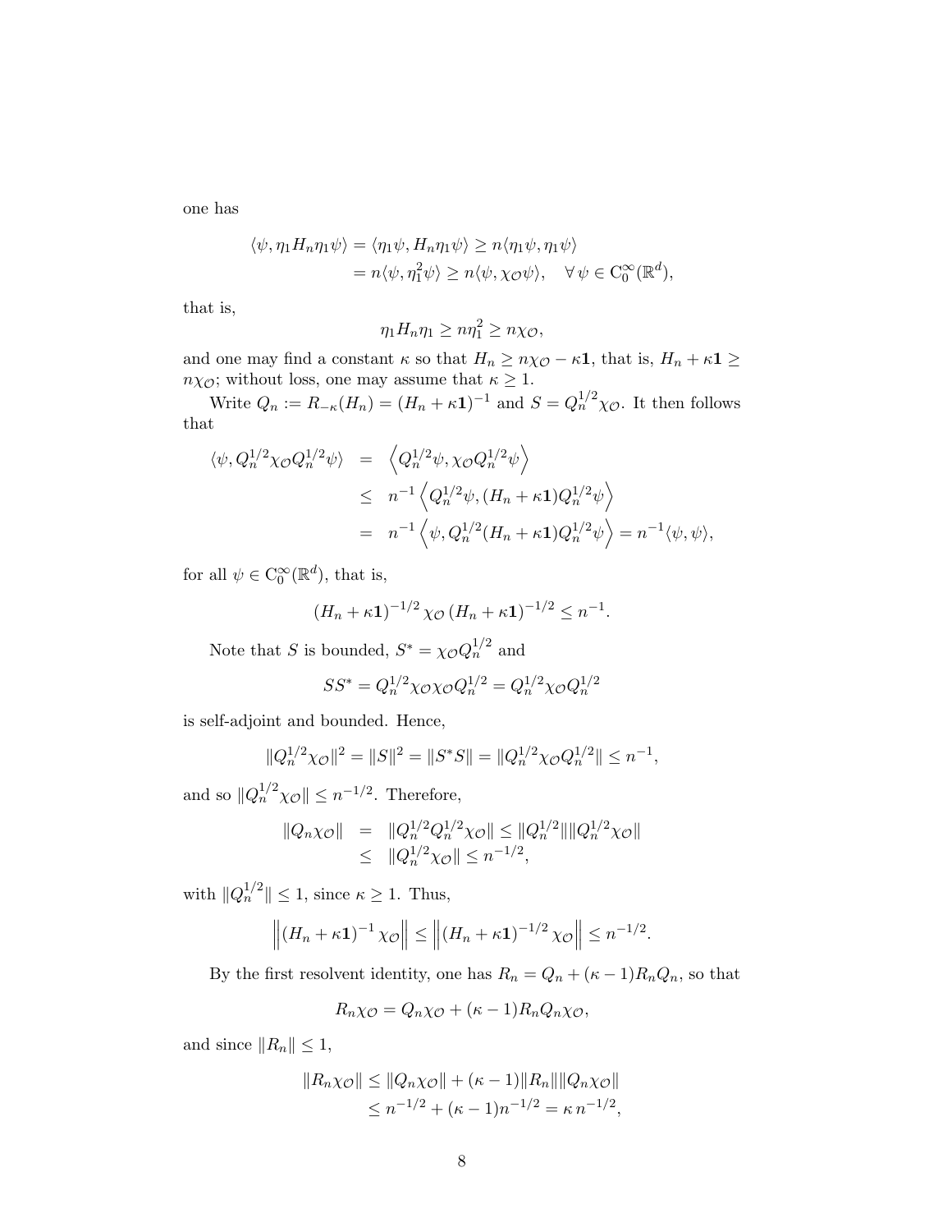one has

$$
\begin{aligned}
\langle \psi, \eta_1 H_n \eta_1 \psi\rangle &= \langle \eta_1\psi, H_n \eta_1 \psi\rangle \geq n\langle \eta_1\psi, \eta_1\psi\rangle \\
&= n\langle \psi, \eta_1^2\psi\rangle \geq n\langle \psi, \chi_{\mathcal{O}}\psi\rangle, \quad \forall\, \psi \in \mathrm{C}_0^\infty(\mathbb{R}^d),
\end{aligned}
$$

that is,

$$
\eta_1 H_n \eta_1 \geq n\eta_1^2 \geq n\chi_{\mathcal{O}},
$$

and one may find a constant $\kappa$ so that $H_n \geq n\chi_{\mathcal{O}} - \kappa\mathbf{1}$, that is, $H_n + \kappa\mathbf{1} \geq n\chi_{\mathcal{O}}$; without loss, one may assume that $\kappa \geq 1$.

Write $Q_n := R_{-\kappa}(H_n) = (H_n + \kappa\mathbf{1})^{-1}$ and $S = Q_n^{1/2}\chi_{\mathcal{O}}$. It then follows that

$$
\begin{aligned}
\langle \psi, Q_n^{1/2}\chi_{\mathcal{O}} Q_n^{1/2}\psi\rangle &= \left\langle Q_n^{1/2}\psi, \chi_{\mathcal{O}} Q_n^{1/2}\psi\right\rangle \\
&\leq n^{-1}\left\langle Q_n^{1/2}\psi, (H_n+\kappa\mathbf{1}) Q_n^{1/2}\psi\right\rangle \\
&= n^{-1}\left\langle \psi, Q_n^{1/2}(H_n+\kappa\mathbf{1}) Q_n^{1/2}\psi\right\rangle = n^{-1}\langle \psi, \psi\rangle,
\end{aligned}
$$

for all $\psi \in \mathrm{C}_0^\infty(\mathbb{R}^d)$, that is,

$$
(H_n + \kappa\mathbf{1})^{-1/2}\,\chi_{\mathcal{O}}\,(H_n + \kappa\mathbf{1})^{-1/2} \leq n^{-1}.
$$

Note that $S$ is bounded, $S^* = \chi_{\mathcal{O}} Q_n^{1/2}$ and

$$
SS^* = Q_n^{1/2}\chi_{\mathcal{O}}\chi_{\mathcal{O}} Q_n^{1/2} = Q_n^{1/2}\chi_{\mathcal{O}} Q_n^{1/2}
$$

is self-adjoint and bounded. Hence,

$$
\|Q_n^{1/2}\chi_{\mathcal{O}}\|^2 = \|S\|^2 = \|S^*S\| = \|Q_n^{1/2}\chi_{\mathcal{O}} Q_n^{1/2}\| \leq n^{-1},
$$

and so $\|Q_n^{1/2}\chi_{\mathcal{O}}\| \leq n^{-1/2}$. Therefore,

$$
\begin{aligned}
\|Q_n\chi_{\mathcal{O}}\| &= \|Q_n^{1/2} Q_n^{1/2}\chi_{\mathcal{O}}\| \leq \|Q_n^{1/2}\|\|Q_n^{1/2}\chi_{\mathcal{O}}\| \\
&\leq \|Q_n^{1/2}\chi_{\mathcal{O}}\| \leq n^{-1/2},
\end{aligned}
$$

with $\|Q_n^{1/2}\| \leq 1$, since $\kappa \geq 1$. Thus,

$$
\left\|(H_n + \kappa\mathbf{1})^{-1}\chi_{\mathcal{O}}\right\| \leq \left\|(H_n + \kappa\mathbf{1})^{-1/2}\chi_{\mathcal{O}}\right\| \leq n^{-1/2}.
$$

By the first resolvent identity, one has $R_n = Q_n + (\kappa - 1)R_n Q_n$, so that

$$
R_n\chi_{\mathcal{O}} = Q_n\chi_{\mathcal{O}} + (\kappa - 1)R_n Q_n\chi_{\mathcal{O}},
$$

and since $\|R_n\| \leq 1$,

$$
\begin{aligned}
\|R_n\chi_{\mathcal{O}}\| &\leq \|Q_n\chi_{\mathcal{O}}\| + (\kappa-1)\|R_n\|\|Q_n\chi_{\mathcal{O}}\| \\
&\leq n^{-1/2} + (\kappa - 1)n^{-1/2} = \kappa\, n^{-1/2},
\end{aligned}
$$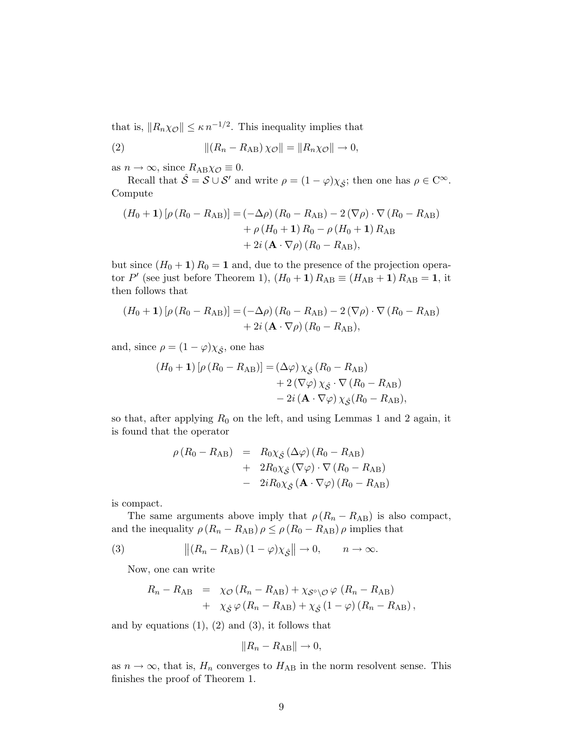that is, $\|R_n \chi_{\mathcal{O}}\| \le \kappa\, n^{-1/2}$. This inequality implies that

$$\|(R_n - R_{\rm AB})\, \chi_{\mathcal{O}}\| = \|R_n \chi_{\mathcal{O}}\| \to 0, \tag{2}$$

as $n \to \infty$, since $R_{\rm AB}\chi_{\mathcal{O}} \equiv 0$.

Recall that $\hat{\mathcal{S}} = \mathcal{S} \cup \mathcal{S}'$ and write $\rho = (1-\varphi)\chi_{\hat{\mathcal{S}}}$; then one has $\rho \in \mathrm{C}^\infty$. Compute

$$\begin{aligned}
(H_0 + \mathbf{1})\left[\rho\,(R_0 - R_{\rm AB})\right] &= (-\Delta\rho)\,(R_0 - R_{\rm AB}) - 2\,(\nabla\rho)\cdot\nabla\,(R_0 - R_{\rm AB}) \\
&\quad + \rho\,(H_0 + \mathbf{1})\,R_0 - \rho\,(H_0+\mathbf{1})\,R_{\rm AB} \\
&\quad + 2i\,(\mathbf{A}\cdot\nabla\rho)\,(R_0 - R_{\rm AB}),
\end{aligned}$$

but since $(H_0 + \mathbf{1})\,R_0 = \mathbf{1}$ and, due to the presence of the projection operator $P'$ (see just before Theorem 1), $(H_0 + \mathbf{1})\,R_{\rm AB} \equiv (H_{\rm AB} + \mathbf{1})\,R_{\rm AB} = \mathbf{1}$, it then follows that

$$\begin{aligned}
(H_0 + \mathbf{1})\left[\rho\,(R_0 - R_{\rm AB})\right] &= (-\Delta\rho)\,(R_0 - R_{\rm AB}) - 2\,(\nabla\rho)\cdot\nabla\,(R_0 - R_{\rm AB}) \\
&\quad + 2i\,(\mathbf{A}\cdot\nabla\rho)\,(R_0 - R_{\rm AB}),
\end{aligned}$$

and, since $\rho = (1-\varphi)\chi_{\hat{\mathcal{S}}}$, one has

$$\begin{aligned}
(H_0 + \mathbf{1})\left[\rho\,(R_0 - R_{\rm AB})\right] &= (\Delta\varphi)\,\chi_{\hat{\mathcal{S}}}\,(R_0 - R_{\rm AB}) \\
&\quad + 2\,(\nabla\varphi)\,\chi_{\hat{\mathcal{S}}}\cdot\nabla\,(R_0 - R_{\rm AB}) \\
&\quad - 2i\,(\mathbf{A}\cdot\nabla\varphi)\,\chi_{\hat{\mathcal{S}}}(R_0 - R_{\rm AB}),
\end{aligned}$$

so that, after applying $R_0$ on the left, and using Lemmas 1 and 2 again, it is found that the operator

$$\begin{aligned}
\rho\,(R_0 - R_{\rm AB}) \;&=\; R_0\chi_{\hat{\mathcal{S}}}\,(\Delta\varphi)\,(R_0 - R_{\rm AB}) \\
&\;+\; 2R_0\chi_{\hat{\mathcal{S}}}\,(\nabla\varphi)\cdot\nabla\,(R_0 - R_{\rm AB}) \\
&\;-\; 2iR_0\chi_{\hat{\mathcal{S}}}\,(\mathbf{A}\cdot\nabla\varphi)\,(R_0 - R_{\rm AB})
\end{aligned}$$

is compact.

The same arguments above imply that $\rho\,(R_n - R_{\rm AB})$ is also compact, and the inequality $\rho\,(R_n - R_{\rm AB})\,\rho \le \rho\,(R_0 - R_{\rm AB})\,\rho$ implies that

$$\left\|(R_n - R_{\rm AB})\,(1-\varphi)\chi_{\hat{\mathcal{S}}}\right\| \to 0, \qquad n \to \infty. \tag{3}$$

Now, one can write

$$\begin{aligned}
R_n - R_{\rm AB} \;&=\; \chi_{\mathcal{O}}\,(R_n - R_{\rm AB}) + \chi_{\mathcal{S}^\circ\setminus\mathcal{O}}\,\varphi\;(R_n - R_{\rm AB}) \\
&\;+\; \chi_{\hat{\mathcal{S}}}\,\varphi\,(R_n - R_{\rm AB}) + \chi_{\hat{\mathcal{S}}}\,(1-\varphi)\,(R_n - R_{\rm AB})\,,
\end{aligned}$$

and by equations (1), (2) and (3), it follows that

$$\|R_n - R_{\rm AB}\| \to 0,$$

as $n \to \infty$, that is, $H_n$ converges to $H_{\rm AB}$ in the norm resolvent sense. This finishes the proof of Theorem 1.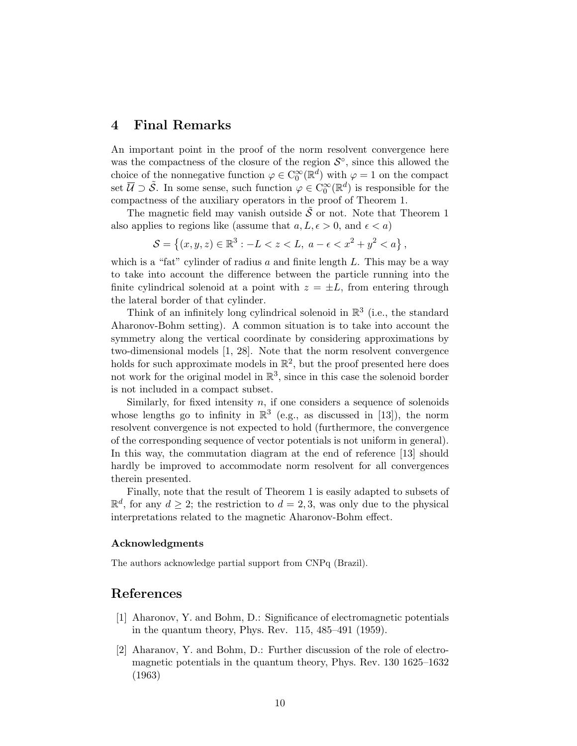## 4 Final Remarks

An important point in the proof of the norm resolvent convergence here was the compactness of the closure of the region $\mathcal{S}^\circ$, since this allowed the choice of the nonnegative function $\varphi \in \mathrm{C}_0^\infty(\mathbb{R}^d)$ with $\varphi = 1$ on the compact set $\overline{\mathcal{U}} \supset \tilde{\mathcal{S}}$. In some sense, such function $\varphi \in \mathrm{C}_0^\infty(\mathbb{R}^d)$ is responsible for the compactness of the auxiliary operators in the proof of Theorem 1.

The magnetic field may vanish outside $\tilde{\mathcal{S}}$ or not. Note that Theorem 1 also applies to regions like (assume that $a, L, \epsilon > 0$, and $\epsilon < a$)

$$\mathcal{S} = \left\{(x, y, z) \in \mathbb{R}^3 : -L < z < L,\ a - \epsilon < x^2 + y^2 < a\right\},$$

which is a "fat" cylinder of radius $a$ and finite length $L$. This may be a way to take into account the difference between the particle running into the finite cylindrical solenoid at a point with $z = \pm L$, from entering through the lateral border of that cylinder.

Think of an infinitely long cylindrical solenoid in $\mathbb{R}^3$ (i.e., the standard Aharonov-Bohm setting). A common situation is to take into account the symmetry along the vertical coordinate by considering approximations by two-dimensional models [1, 28]. Note that the norm resolvent convergence holds for such approximate models in $\mathbb{R}^2$, but the proof presented here does not work for the original model in $\mathbb{R}^3$, since in this case the solenoid border is not included in a compact subset.

Similarly, for fixed intensity $n$, if one considers a sequence of solenoids whose lengths go to infinity in $\mathbb{R}^3$ (e.g., as discussed in [13]), the norm resolvent convergence is not expected to hold (furthermore, the convergence of the corresponding sequence of vector potentials is not uniform in general). In this way, the commutation diagram at the end of reference [13] should hardly be improved to accommodate norm resolvent for all convergences therein presented.

Finally, note that the result of Theorem 1 is easily adapted to subsets of $\mathbb{R}^d$, for any $d \geq 2$; the restriction to $d = 2, 3$, was only due to the physical interpretations related to the magnetic Aharonov-Bohm effect.

#### Acknowledgments

The authors acknowledge partial support from CNPq (Brazil).

## References

[1] Aharonov, Y. and Bohm, D.: Significance of electromagnetic potentials in the quantum theory, Phys. Rev. 115, 485–491 (1959).

[2] Aharanov, Y. and Bohm, D.: Further discussion of the role of electromagnetic potentials in the quantum theory, Phys. Rev. 130 1625–1632 (1963)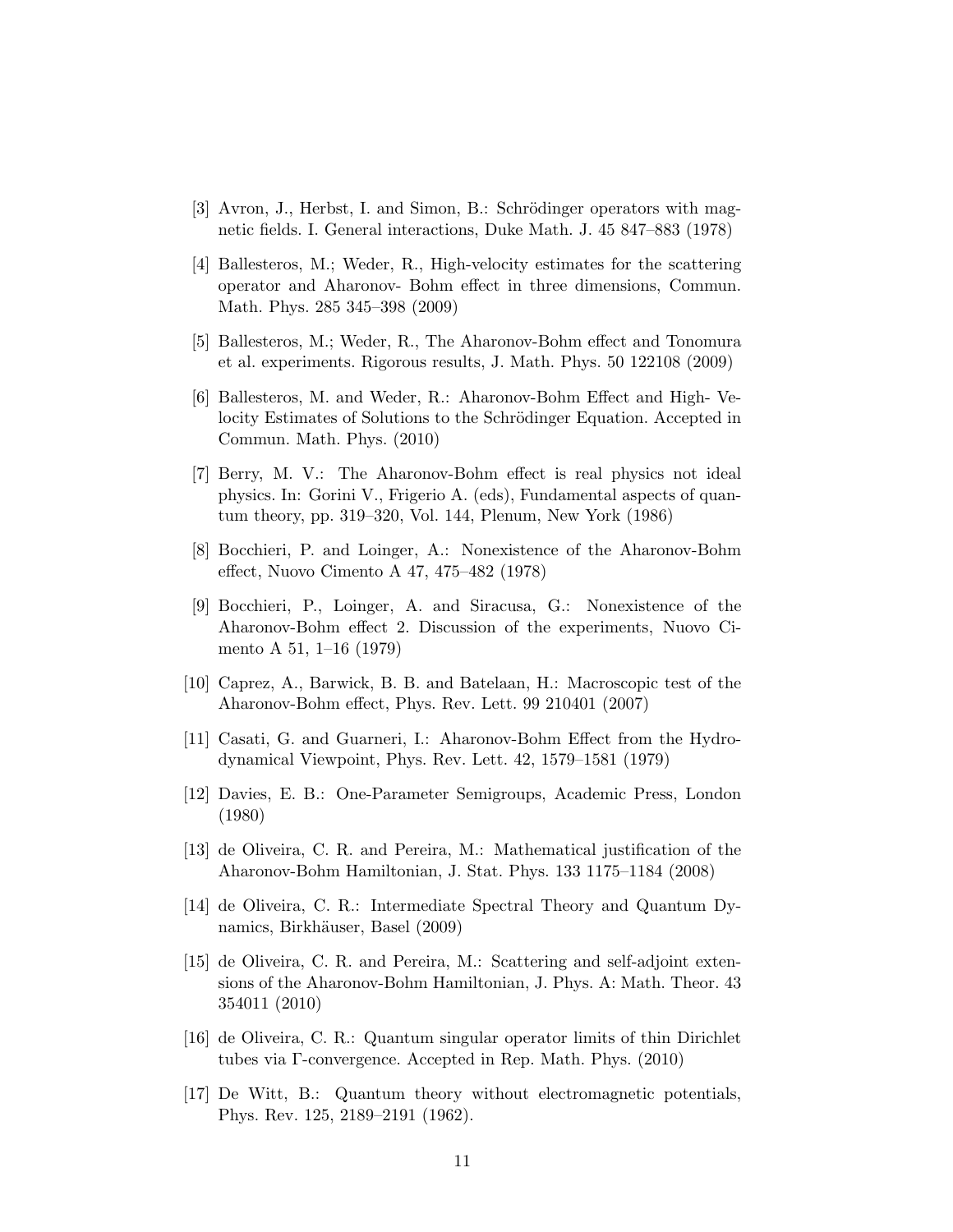[3] Avron, J., Herbst, I. and Simon, B.: Schrödinger operators with magnetic fields. I. General interactions, Duke Math. J. 45 847–883 (1978)

[4] Ballesteros, M.; Weder, R., High-velocity estimates for the scattering operator and Aharonov- Bohm effect in three dimensions, Commun. Math. Phys. 285 345–398 (2009)

[5] Ballesteros, M.; Weder, R., The Aharonov-Bohm effect and Tonomura et al. experiments. Rigorous results, J. Math. Phys. 50 122108 (2009)

[6] Ballesteros, M. and Weder, R.: Aharonov-Bohm Effect and High- Velocity Estimates of Solutions to the Schrödinger Equation. Accepted in Commun. Math. Phys. (2010)

[7] Berry, M. V.: The Aharonov-Bohm effect is real physics not ideal physics. In: Gorini V., Frigerio A. (eds), Fundamental aspects of quantum theory, pp. 319–320, Vol. 144, Plenum, New York (1986)

[8] Bocchieri, P. and Loinger, A.: Nonexistence of the Aharonov-Bohm effect, Nuovo Cimento A 47, 475–482 (1978)

[9] Bocchieri, P., Loinger, A. and Siracusa, G.: Nonexistence of the Aharonov-Bohm effect 2. Discussion of the experiments, Nuovo Cimento A 51, 1–16 (1979)

[10] Caprez, A., Barwick, B. B. and Batelaan, H.: Macroscopic test of the Aharonov-Bohm effect, Phys. Rev. Lett. 99 210401 (2007)

[11] Casati, G. and Guarneri, I.: Aharonov-Bohm Effect from the Hydrodynamical Viewpoint, Phys. Rev. Lett. 42, 1579–1581 (1979)

[12] Davies, E. B.: One-Parameter Semigroups, Academic Press, London (1980)

[13] de Oliveira, C. R. and Pereira, M.: Mathematical justification of the Aharonov-Bohm Hamiltonian, J. Stat. Phys. 133 1175–1184 (2008)

[14] de Oliveira, C. R.: Intermediate Spectral Theory and Quantum Dynamics, Birkhäuser, Basel (2009)

[15] de Oliveira, C. R. and Pereira, M.: Scattering and self-adjoint extensions of the Aharonov-Bohm Hamiltonian, J. Phys. A: Math. Theor. 43 354011 (2010)

[16] de Oliveira, C. R.: Quantum singular operator limits of thin Dirichlet tubes via Γ-convergence. Accepted in Rep. Math. Phys. (2010)

[17] De Witt, B.: Quantum theory without electromagnetic potentials, Phys. Rev. 125, 2189–2191 (1962).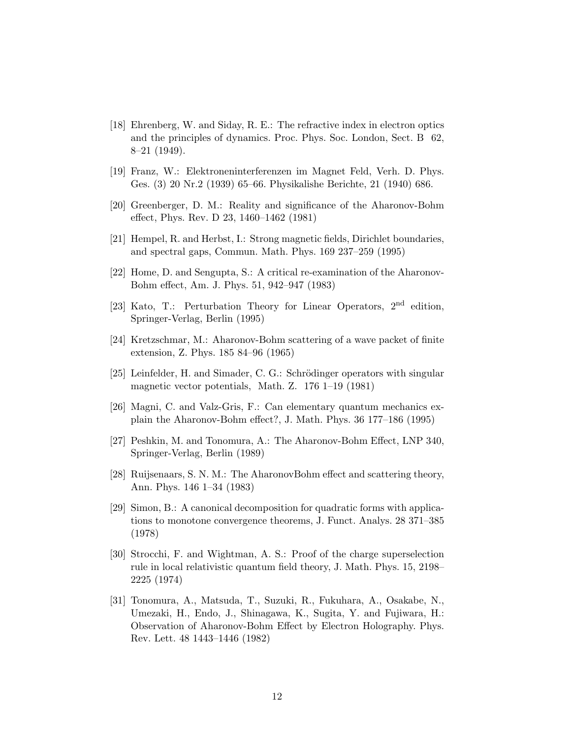[18] Ehrenberg, W. and Siday, R. E.: The refractive index in electron optics and the principles of dynamics. Proc. Phys. Soc. London, Sect. B 62, 8–21 (1949).

[19] Franz, W.: Elektroneninterferenzen im Magnet Feld, Verh. D. Phys. Ges. (3) 20 Nr.2 (1939) 65–66. Physikalishe Berichte, 21 (1940) 686.

[20] Greenberger, D. M.: Reality and significance of the Aharonov-Bohm effect, Phys. Rev. D 23, 1460–1462 (1981)

[21] Hempel, R. and Herbst, I.: Strong magnetic fields, Dirichlet boundaries, and spectral gaps, Commun. Math. Phys. 169 237–259 (1995)

[22] Home, D. and Sengupta, S.: A critical re-examination of the Aharonov-Bohm effect, Am. J. Phys. 51, 942–947 (1983)

[23] Kato, T.: Perturbation Theory for Linear Operators, 2nd edition, Springer-Verlag, Berlin (1995)

[24] Kretzschmar, M.: Aharonov-Bohm scattering of a wave packet of finite extension, Z. Phys. 185 84–96 (1965)

[25] Leinfelder, H. and Simader, C. G.: Schrödinger operators with singular magnetic vector potentials, Math. Z. 176 1–19 (1981)

[26] Magni, C. and Valz-Gris, F.: Can elementary quantum mechanics explain the Aharonov-Bohm effect?, J. Math. Phys. 36 177–186 (1995)

[27] Peshkin, M. and Tonomura, A.: The Aharonov-Bohm Effect, LNP 340, Springer-Verlag, Berlin (1989)

[28] Ruijsenaars, S. N. M.: The AharonovBohm effect and scattering theory, Ann. Phys. 146 1–34 (1983)

[29] Simon, B.: A canonical decomposition for quadratic forms with applications to monotone convergence theorems, J. Funct. Analys. 28 371–385 (1978)

[30] Strocchi, F. and Wightman, A. S.: Proof of the charge superselection rule in local relativistic quantum field theory, J. Math. Phys. 15, 2198–2225 (1974)

[31] Tonomura, A., Matsuda, T., Suzuki, R., Fukuhara, A., Osakabe, N., Umezaki, H., Endo, J., Shinagawa, K., Sugita, Y. and Fujiwara, H.: Observation of Aharonov-Bohm Effect by Electron Holography. Phys. Rev. Lett. 48 1443–1446 (1982)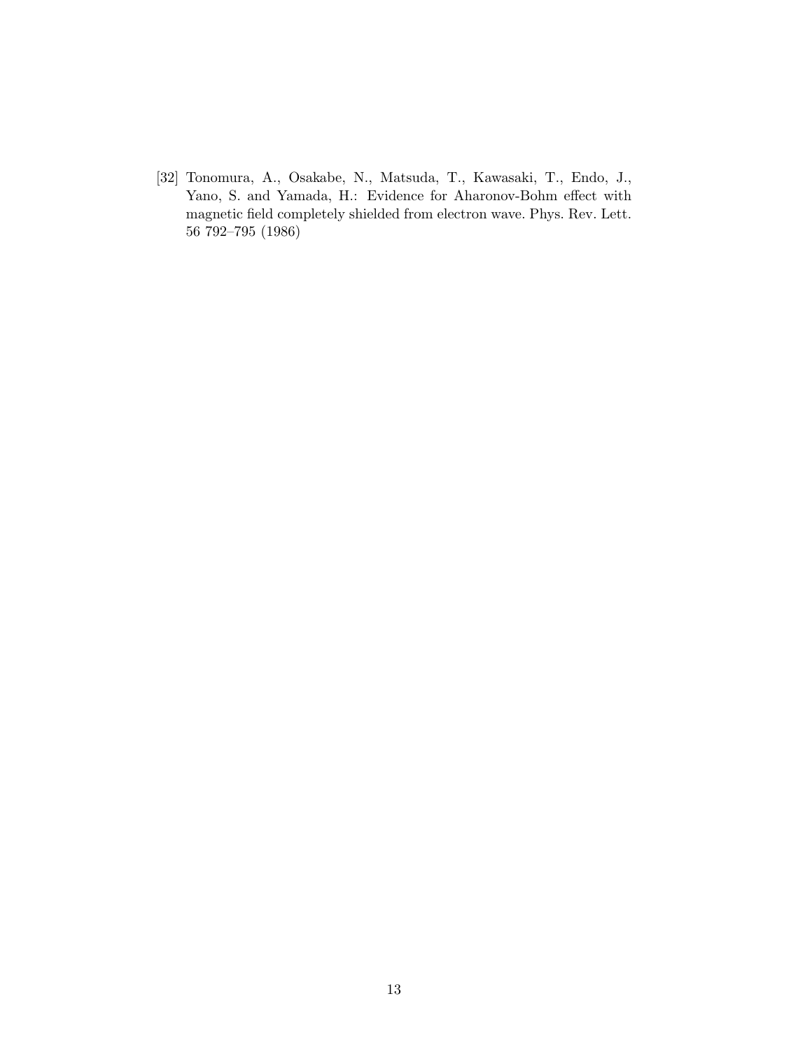[32] Tonomura, A., Osakabe, N., Matsuda, T., Kawasaki, T., Endo, J., Yano, S. and Yamada, H.: Evidence for Aharonov-Bohm effect with magnetic field completely shielded from electron wave. Phys. Rev. Lett. 56 792–795 (1986)